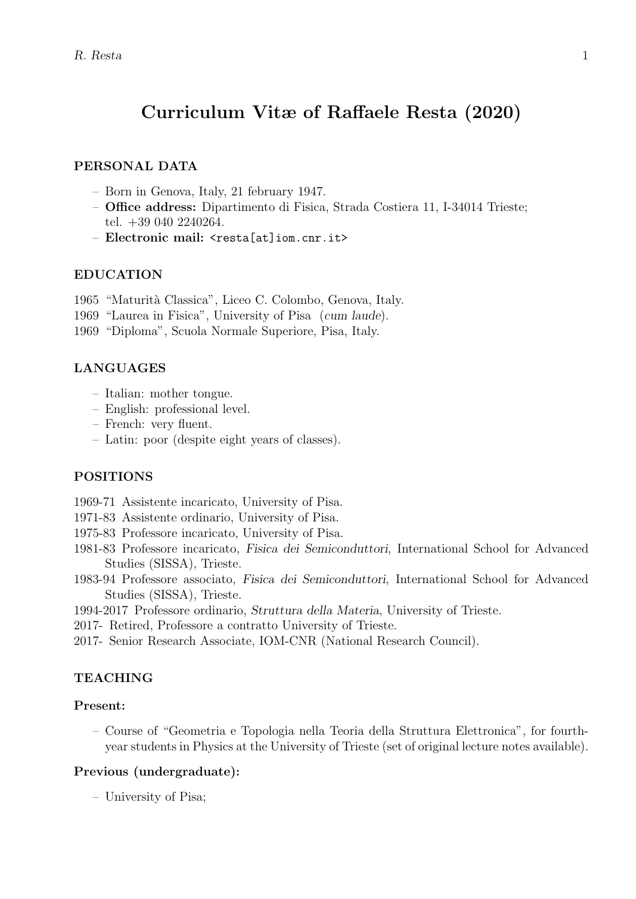# Curriculum Vitæ of Raffaele Resta (2020)

## PERSONAL DATA

- Born in Genova, Italy, 21 february 1947.
- **Office address:** Dipartimento di Fisica, Strada Costiera 11, I-34014 Trieste; tel. +39 040 2240264.
- **Electronic mail:** `<resta[at]iom.cnr.it>`

## EDUCATION

1965 "Maturità Classica", Liceo C. Colombo, Genova, Italy.
1969 "Laurea in Fisica", University of Pisa (*cum laude*).
1969 "Diploma", Scuola Normale Superiore, Pisa, Italy.

## LANGUAGES

- Italian: mother tongue.
- English: professional level.
- French: very fluent.
- Latin: poor (despite eight years of classes).

## POSITIONS

1969-71 Assistente incaricato, University of Pisa.
1971-83 Assistente ordinario, University of Pisa.
1975-83 Professore incaricato, University of Pisa.
1981-83 Professore incaricato, *Fisica dei Semiconduttori*, International School for Advanced Studies (SISSA), Trieste.
1983-94 Professore associato, *Fisica dei Semiconduttori*, International School for Advanced Studies (SISSA), Trieste.
1994-2017 Professore ordinario, *Struttura della Materia*, University of Trieste.
2017- Retired, Professore a contratto University of Trieste.
2017- Senior Research Associate, IOM-CNR (National Research Council).

## TEACHING

### Present:

- Course of "Geometria e Topologia nella Teoria della Struttura Elettronica", for fourth-year students in Physics at the University of Trieste (set of original lecture notes available).

### Previous (undergraduate):

- University of Pisa;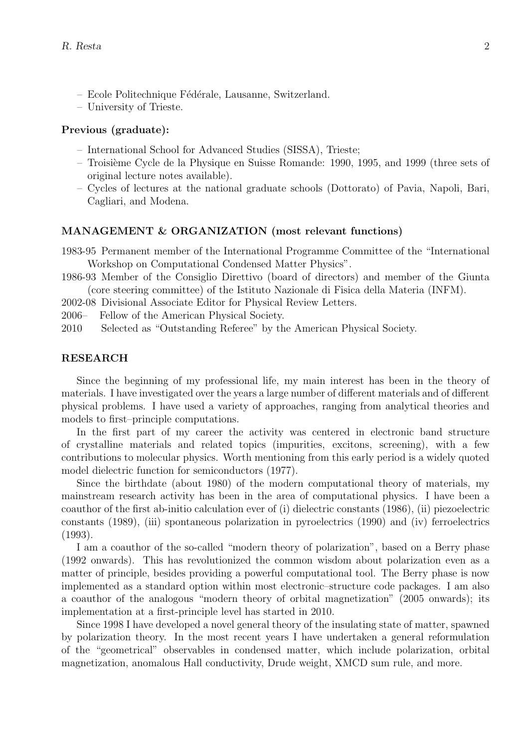– Ecole Politechnique Fédérale, Lausanne, Switzerland.
– University of Trieste.

**Previous (graduate):**

– International School for Advanced Studies (SISSA), Trieste;
– Troisième Cycle de la Physique en Suisse Romande: 1990, 1995, and 1999 (three sets of original lecture notes available).
– Cycles of lectures at the national graduate schools (Dottorato) of Pavia, Napoli, Bari, Cagliari, and Modena.

## MANAGEMENT & ORGANIZATION (most relevant functions)

1983-95 Permanent member of the International Programme Committee of the "International Workshop on Computational Condensed Matter Physics".
1986-93 Member of the Consiglio Direttivo (board of directors) and member of the Giunta (core steering committee) of the Istituto Nazionale di Fisica della Materia (INFM).
2002-08 Divisional Associate Editor for Physical Review Letters.
2006– Fellow of the American Physical Society.
2010 Selected as "Outstanding Referee" by the American Physical Society.

## RESEARCH

Since the beginning of my professional life, my main interest has been in the theory of materials. I have investigated over the years a large number of different materials and of different physical problems. I have used a variety of approaches, ranging from analytical theories and models to first–principle computations.

In the first part of my career the activity was centered in electronic band structure of crystalline materials and related topics (impurities, excitons, screening), with a few contributions to molecular physics. Worth mentioning from this early period is a widely quoted model dielectric function for semiconductors (1977).

Since the birthdate (about 1980) of the modern computational theory of materials, my mainstream research activity has been in the area of computational physics. I have been a coauthor of the first ab-initio calculation ever of (i) dielectric constants (1986), (ii) piezoelectric constants (1989), (iii) spontaneous polarization in pyroelectrics (1990) and (iv) ferroelectrics (1993).

I am a coauthor of the so-called "modern theory of polarization", based on a Berry phase (1992 onwards). This has revolutionized the common wisdom about polarization even as a matter of principle, besides providing a powerful computational tool. The Berry phase is now implemented as a standard option within most electronic–structure code packages. I am also a coauthor of the analogous "modern theory of orbital magnetization" (2005 onwards); its implementation at a first-principle level has started in 2010.

Since 1998 I have developed a novel general theory of the insulating state of matter, spawned by polarization theory. In the most recent years I have undertaken a general reformulation of the "geometrical" observables in condensed matter, which include polarization, orbital magnetization, anomalous Hall conductivity, Drude weight, XMCD sum rule, and more.